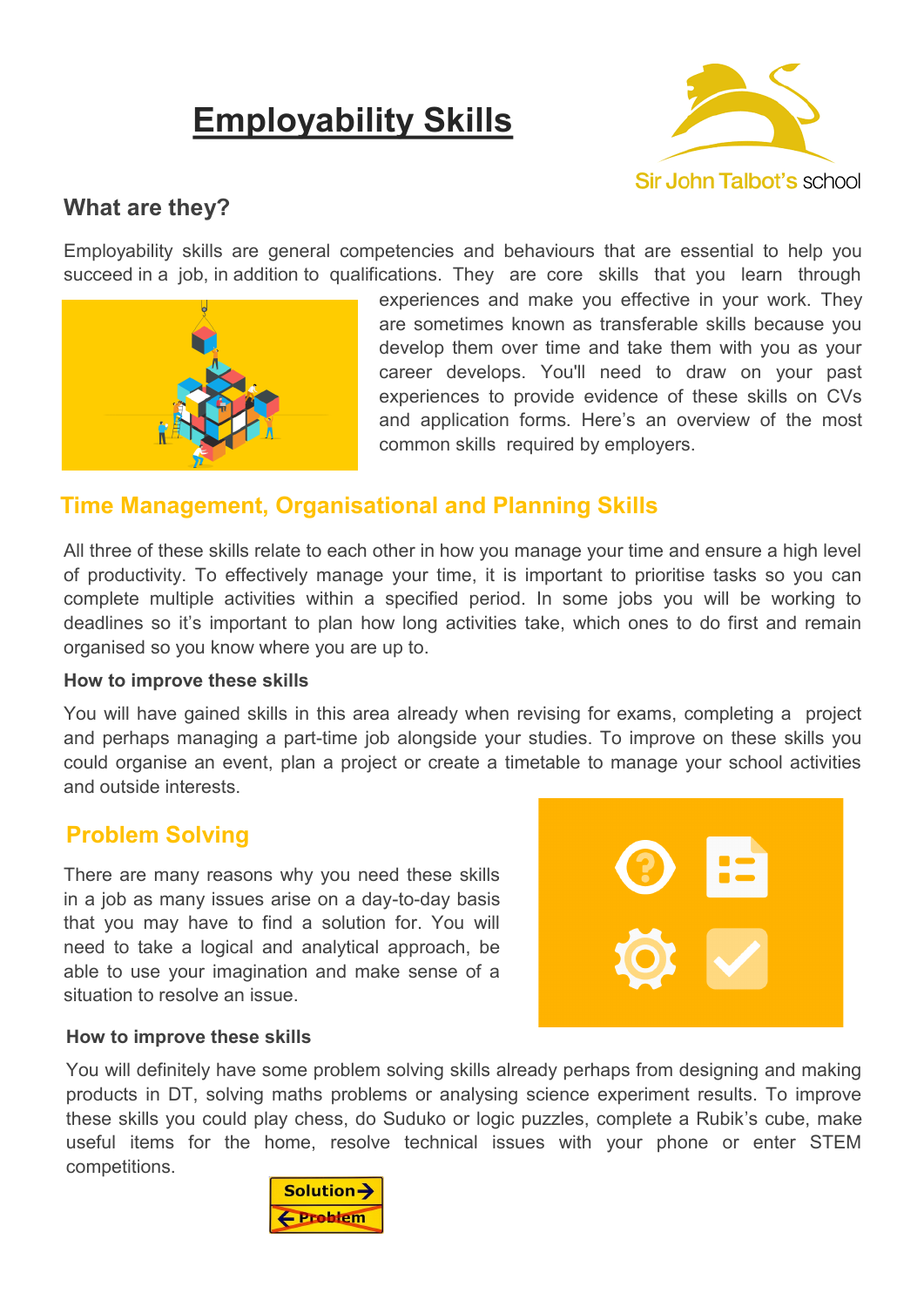# Employability Skills

Sir John Talbot's school

## What are they?

Employability skills are general competencies and behaviours that are essential to help you succeed in a job, in addition to qualifications. They are core skills that you learn through experiences and make you effective in your work. They are sometimes known as transferable skills because you develop them over time and take them with you as your career develops. You'll need to draw on your past experiences to provide evidence of these skills on CVs and application forms. Here's an overview of the most common skills required by employers.

## Time Management, Organisational and Planning Skills

All three of these skills relate to each other in how you manage your time and ensure a high level of productivity. To effectively manage your time, it is important to prioritise tasks so you can complete multiple activities within a specified period. In some jobs you will be working to deadlines so it's important to plan how long activities take, which ones to do first and remain organised so you know where you are up to.

**How to improve these skills**

You will have gained skills in this area already when revising for exams, completing a project and perhaps managing a part-time job alongside your studies. To improve on these skills you could organise an event, plan a project or create a timetable to manage your school activities and outside interests.

## Problem Solving

There are many reasons why you need these skills in a job as many issues arise on a day-to-day basis that you may have to find a solution for. You will need to take a logical and analytical approach, be able to use your imagination and make sense of a situation to resolve an issue.

**How to improve these skills**

You will definitely have some problem solving skills already perhaps from designing and making products in DT, solving maths problems or analysing science experiment results. To improve these skills you could play chess, do Suduko or logic puzzles, complete a Rubik's cube, make useful items for the home, resolve technical issues with your phone or enter STEM competitions.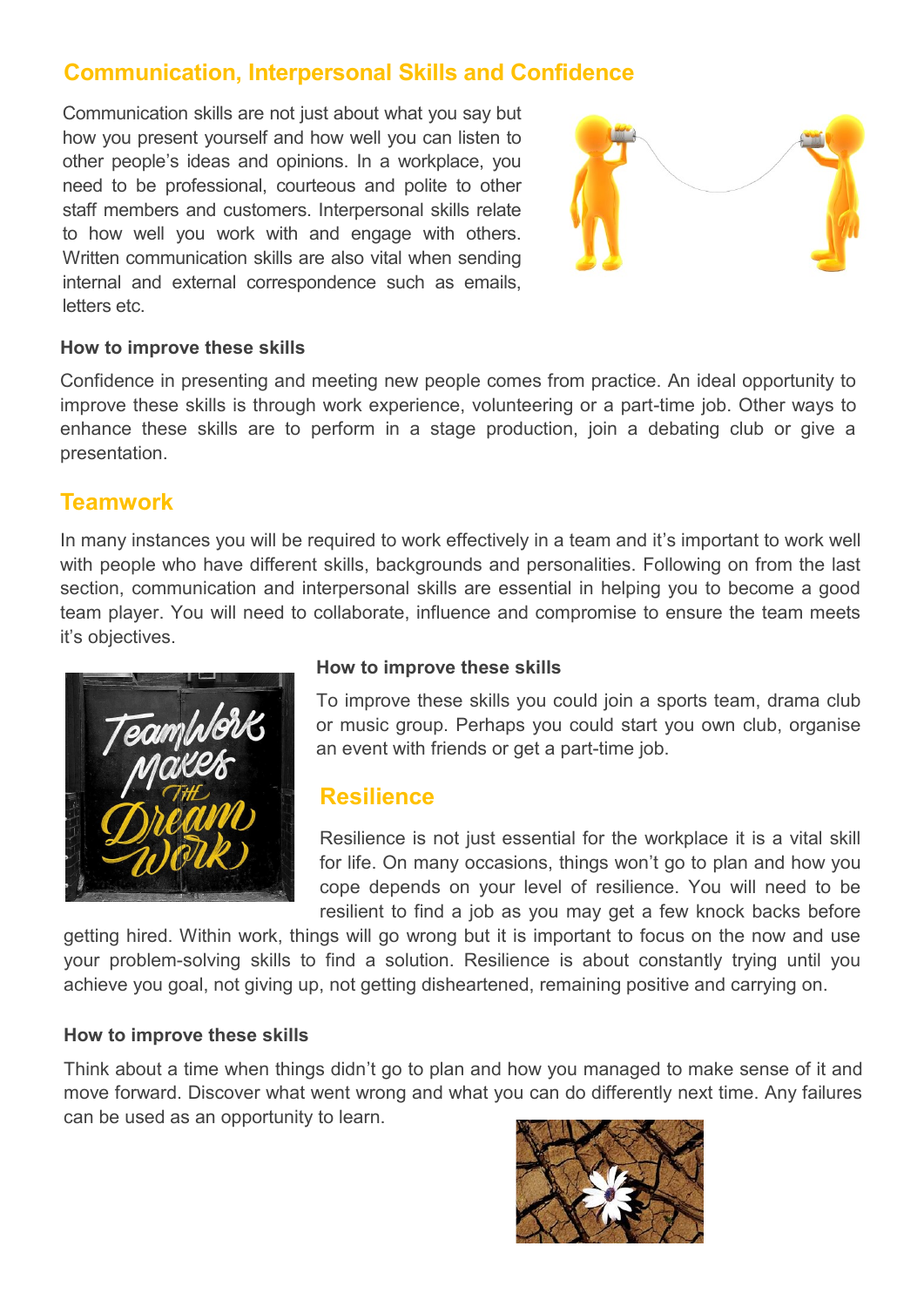## Communication, Interpersonal Skills and Confidence

Communication skills are not just about what you say but how you present yourself and how well you can listen to other people's ideas and opinions. In a workplace, you need to be professional, courteous and polite to other staff members and customers. Interpersonal skills relate to how well you work with and engage with others. Written communication skills are also vital when sending internal and external correspondence such as emails, letters etc.

**How to improve these skills**

Confidence in presenting and meeting new people comes from practice. An ideal opportunity to improve these skills is through work experience, volunteering or a part-time job. Other ways to enhance these skills are to perform in a stage production, join a debating club or give a presentation.

## Teamwork

In many instances you will be required to work effectively in a team and it's important to work well with people who have different skills, backgrounds and personalities. Following on from the last section, communication and interpersonal skills are essential in helping you to become a good team player. You will need to collaborate, influence and compromise to ensure the team meets it's objectives.

**How to improve these skills**

To improve these skills you could join a sports team, drama club or music group. Perhaps you could start you own club, organise an event with friends or get a part-time job.

## Resilience

Resilience is not just essential for the workplace it is a vital skill for life. On many occasions, things won't go to plan and how you cope depends on your level of resilience. You will need to be resilient to find a job as you may get a few knock backs before getting hired. Within work, things will go wrong but it is important to focus on the now and use your problem-solving skills to find a solution. Resilience is about constantly trying until you achieve you goal, not giving up, not getting disheartened, remaining positive and carrying on.

**How to improve these skills**

Think about a time when things didn't go to plan and how you managed to make sense of it and move forward. Discover what went wrong and what you can do differently next time. Any failures can be used as an opportunity to learn.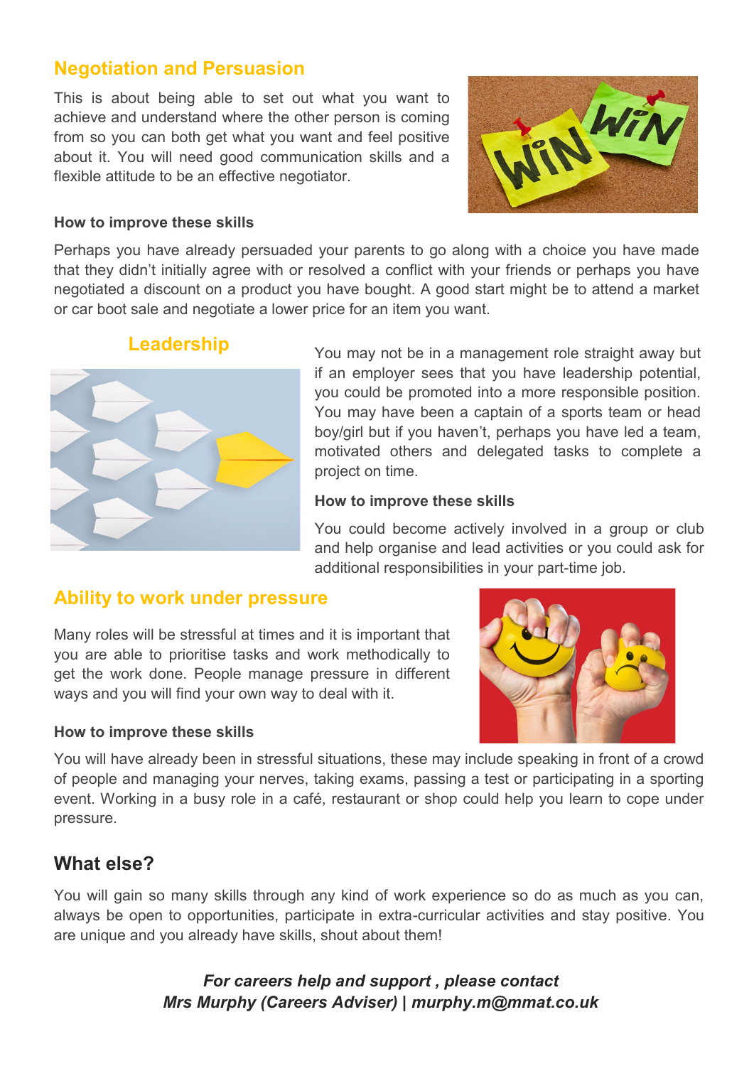## Negotiation and Persuasion

This is about being able to set out what you want to achieve and understand where the other person is coming from so you can both get what you want and feel positive about it. You will need good communication skills and a flexible attitude to be an effective negotiator.

#### How to improve these skills

Perhaps you have already persuaded your parents to go along with a choice you have made that they didn't initially agree with or resolved a conflict with your friends or perhaps you have negotiated a discount on a product you have bought. A good start might be to attend a market or car boot sale and negotiate a lower price for an item you want.

## Leadership

You may not be in a management role straight away but if an employer sees that you have leadership potential, you could be promoted into a more responsible position. You may have been a captain of a sports team or head boy/girl but if you haven't, perhaps you have led a team, motivated others and delegated tasks to complete a project on time.

#### How to improve these skills

You could become actively involved in a group or club and help organise and lead activities or you could ask for additional responsibilities in your part-time job.

## Ability to work under pressure

Many roles will be stressful at times and it is important that you are able to prioritise tasks and work methodically to get the work done. People manage pressure in different ways and you will find your own way to deal with it.

#### How to improve these skills

You will have already been in stressful situations, these may include speaking in front of a crowd of people and managing your nerves, taking exams, passing a test or participating in a sporting event. Working in a busy role in a café, restaurant or shop could help you learn to cope under pressure.

## What else?

You will gain so many skills through any kind of work experience so do as much as you can, always be open to opportunities, participate in extra-curricular activities and stay positive. You are unique and you already have skills, shout about them!

***For careers help and support , please contact***
***Mrs Murphy (Careers Adviser) | murphy.m@mmat.co.uk***